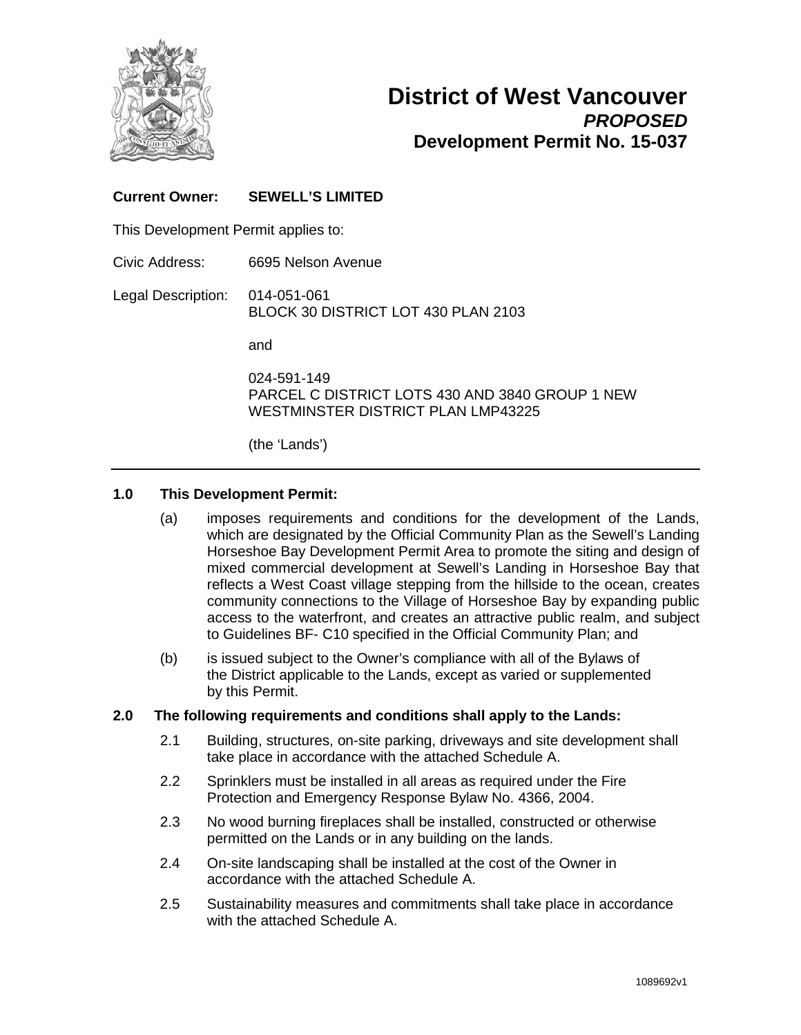# District of West Vancouver

***PROPOSED***

**Development Permit No. 15-037**

**Current Owner:** **SEWELL'S LIMITED**

This Development Permit applies to:

Civic Address: 6695 Nelson Avenue

Legal Description: 014-051-061
BLOCK 30 DISTRICT LOT 430 PLAN 2103

and

024-591-149
PARCEL C DISTRICT LOTS 430 AND 3840 GROUP 1 NEW WESTMINSTER DISTRICT PLAN LMP43225

(the 'Lands')

---

**1.0 This Development Permit:**

(a) imposes requirements and conditions for the development of the Lands, which are designated by the Official Community Plan as the Sewell's Landing Horseshoe Bay Development Permit Area to promote the siting and design of mixed commercial development at Sewell's Landing in Horseshoe Bay that reflects a West Coast village stepping from the hillside to the ocean, creates community connections to the Village of Horseshoe Bay by expanding public access to the waterfront, and creates an attractive public realm, and subject to Guidelines BF- C10 specified in the Official Community Plan; and

(b) is issued subject to the Owner's compliance with all of the Bylaws of the District applicable to the Lands, except as varied or supplemented by this Permit.

**2.0 The following requirements and conditions shall apply to the Lands:**

2.1 Building, structures, on-site parking, driveways and site development shall take place in accordance with the attached Schedule A.

2.2 Sprinklers must be installed in all areas as required under the Fire Protection and Emergency Response Bylaw No. 4366, 2004.

2.3 No wood burning fireplaces shall be installed, constructed or otherwise permitted on the Lands or in any building on the lands.

2.4 On-site landscaping shall be installed at the cost of the Owner in accordance with the attached Schedule A.

2.5 Sustainability measures and commitments shall take place in accordance with the attached Schedule A.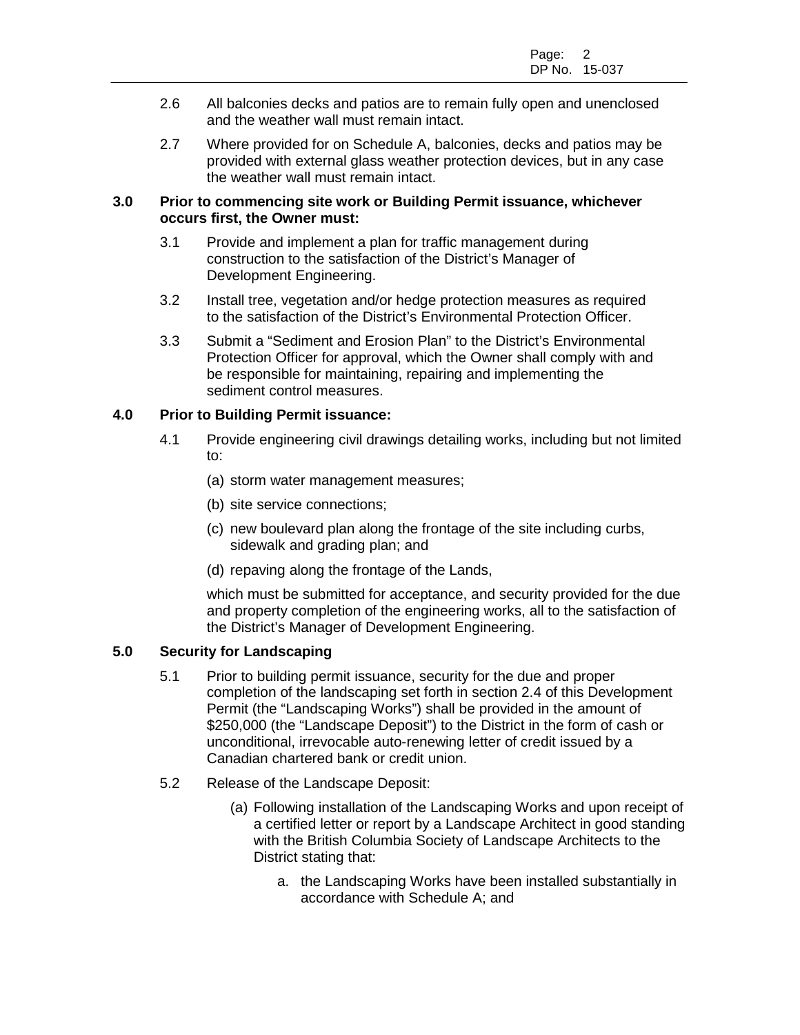2.6 All balconies decks and patios are to remain fully open and unenclosed and the weather wall must remain intact.

2.7 Where provided for on Schedule A, balconies, decks and patios may be provided with external glass weather protection devices, but in any case the weather wall must remain intact.

**3.0 Prior to commencing site work or Building Permit issuance, whichever occurs first, the Owner must:**

3.1 Provide and implement a plan for traffic management during construction to the satisfaction of the District's Manager of Development Engineering.

3.2 Install tree, vegetation and/or hedge protection measures as required to the satisfaction of the District's Environmental Protection Officer.

3.3 Submit a "Sediment and Erosion Plan" to the District's Environmental Protection Officer for approval, which the Owner shall comply with and be responsible for maintaining, repairing and implementing the sediment control measures.

**4.0 Prior to Building Permit issuance:**

4.1 Provide engineering civil drawings detailing works, including but not limited to:

(a) storm water management measures;

(b) site service connections;

(c) new boulevard plan along the frontage of the site including curbs, sidewalk and grading plan; and

(d) repaving along the frontage of the Lands,

which must be submitted for acceptance, and security provided for the due and property completion of the engineering works, all to the satisfaction of the District's Manager of Development Engineering.

**5.0 Security for Landscaping**

5.1 Prior to building permit issuance, security for the due and proper completion of the landscaping set forth in section 2.4 of this Development Permit (the "Landscaping Works") shall be provided in the amount of \$250,000 (the "Landscape Deposit") to the District in the form of cash or unconditional, irrevocable auto-renewing letter of credit issued by a Canadian chartered bank or credit union.

5.2 Release of the Landscape Deposit:

(a) Following installation of the Landscaping Works and upon receipt of a certified letter or report by a Landscape Architect in good standing with the British Columbia Society of Landscape Architects to the District stating that:

a. the Landscaping Works have been installed substantially in accordance with Schedule A; and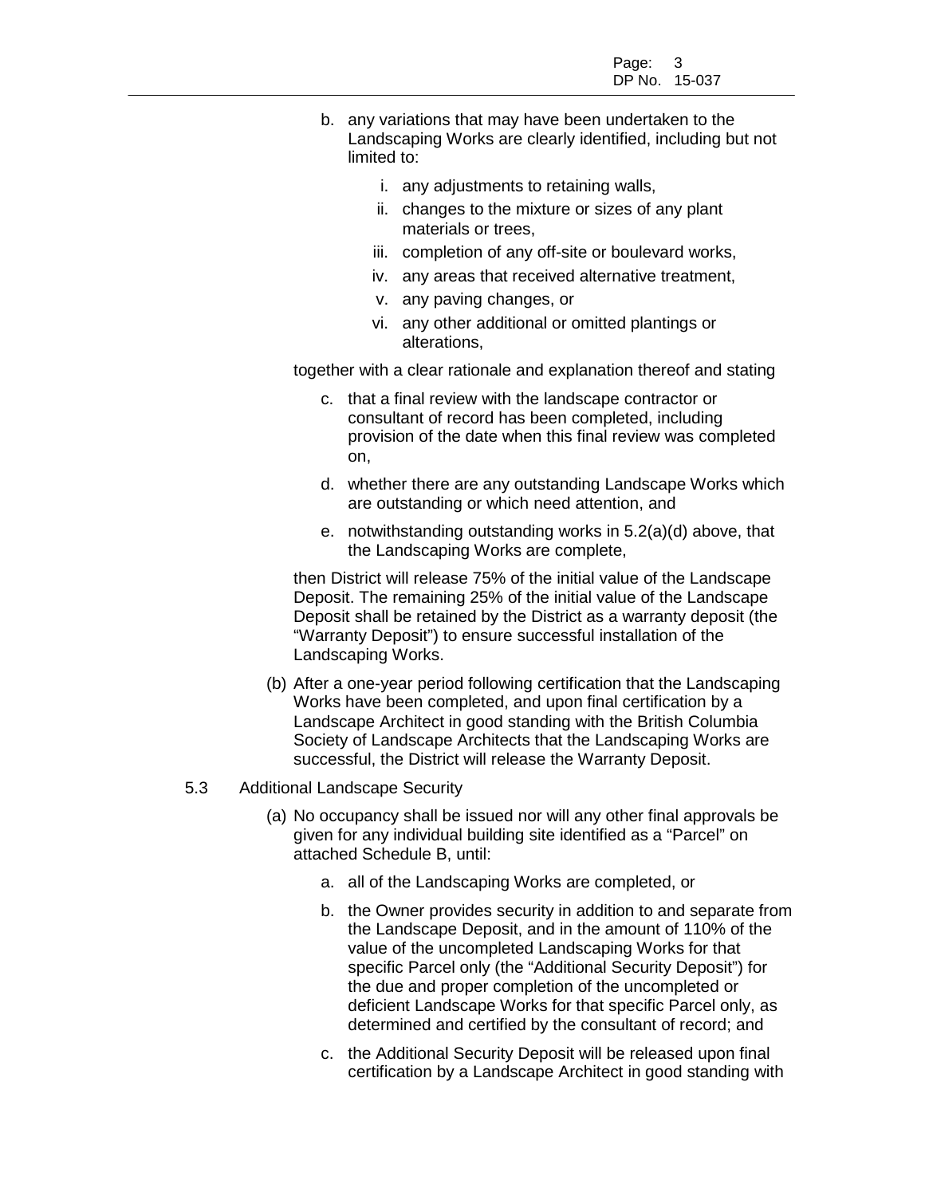b. any variations that may have been undertaken to the Landscaping Works are clearly identified, including but not limited to:

   i. any adjustments to retaining walls,
   ii. changes to the mixture or sizes of any plant materials or trees,
   iii. completion of any off-site or boulevard works,
   iv. any areas that received alternative treatment,
   v. any paving changes, or
   vi. any other additional or omitted plantings or alterations,

together with a clear rationale and explanation thereof and stating

c. that a final review with the landscape contractor or consultant of record has been completed, including provision of the date when this final review was completed on,

d. whether there are any outstanding Landscape Works which are outstanding or which need attention, and

e. notwithstanding outstanding works in 5.2(a)(d) above, that the Landscaping Works are complete,

then District will release 75% of the initial value of the Landscape Deposit. The remaining 25% of the initial value of the Landscape Deposit shall be retained by the District as a warranty deposit (the "Warranty Deposit") to ensure successful installation of the Landscaping Works.

(b) After a one-year period following certification that the Landscaping Works have been completed, and upon final certification by a Landscape Architect in good standing with the British Columbia Society of Landscape Architects that the Landscaping Works are successful, the District will release the Warranty Deposit.

5.3 Additional Landscape Security

(a) No occupancy shall be issued nor will any other final approvals be given for any individual building site identified as a "Parcel" on attached Schedule B, until:

a. all of the Landscaping Works are completed, or

b. the Owner provides security in addition to and separate from the Landscape Deposit, and in the amount of 110% of the value of the uncompleted Landscaping Works for that specific Parcel only (the "Additional Security Deposit") for the due and proper completion of the uncompleted or deficient Landscape Works for that specific Parcel only, as determined and certified by the consultant of record; and

c. the Additional Security Deposit will be released upon final certification by a Landscape Architect in good standing with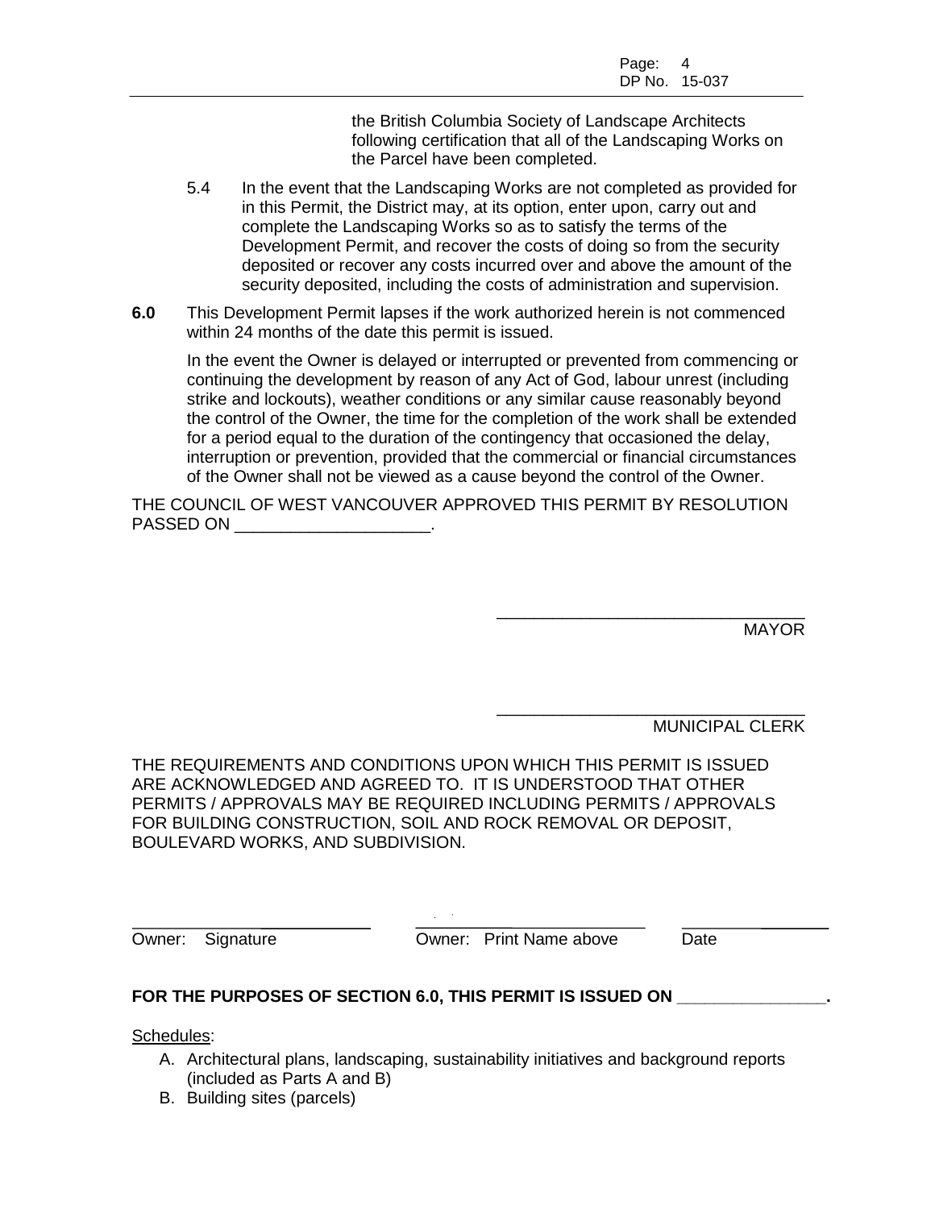the British Columbia Society of Landscape Architects following certification that all of the Landscaping Works on the Parcel have been completed.

5.4 In the event that the Landscaping Works are not completed as provided for in this Permit, the District may, at its option, enter upon, carry out and complete the Landscaping Works so as to satisfy the terms of the Development Permit, and recover the costs of doing so from the security deposited or recover any costs incurred over and above the amount of the security deposited, including the costs of administration and supervision.

**6.0** This Development Permit lapses if the work authorized herein is not commenced within 24 months of the date this permit is issued.

In the event the Owner is delayed or interrupted or prevented from commencing or continuing the development by reason of any Act of God, labour unrest (including strike and lockouts), weather conditions or any similar cause reasonably beyond the control of the Owner, the time for the completion of the work shall be extended for a period equal to the duration of the contingency that occasioned the delay, interruption or prevention, provided that the commercial or financial circumstances of the Owner shall not be viewed as a cause beyond the control of the Owner.

THE COUNCIL OF WEST VANCOUVER APPROVED THIS PERMIT BY RESOLUTION PASSED ON ____________________.

________________________________
MAYOR

________________________________
MUNICIPAL CLERK

THE REQUIREMENTS AND CONDITIONS UPON WHICH THIS PERMIT IS ISSUED ARE ACKNOWLEDGED AND AGREED TO. IT IS UNDERSTOOD THAT OTHER PERMITS / APPROVALS MAY BE REQUIRED INCLUDING PERMITS / APPROVALS FOR BUILDING CONSTRUCTION, SOIL AND ROCK REMOVAL OR DEPOSIT, BOULEVARD WORKS, AND SUBDIVISION.

| ________________________ | ________________________ | ____________ |
|---|---|---|
| Owner: Signature | Owner: Print Name above | Date |

**FOR THE PURPOSES OF SECTION 6.0, THIS PERMIT IS ISSUED ON ________________.**

Schedules:

A. Architectural plans, landscaping, sustainability initiatives and background reports (included as Parts A and B)
B. Building sites (parcels)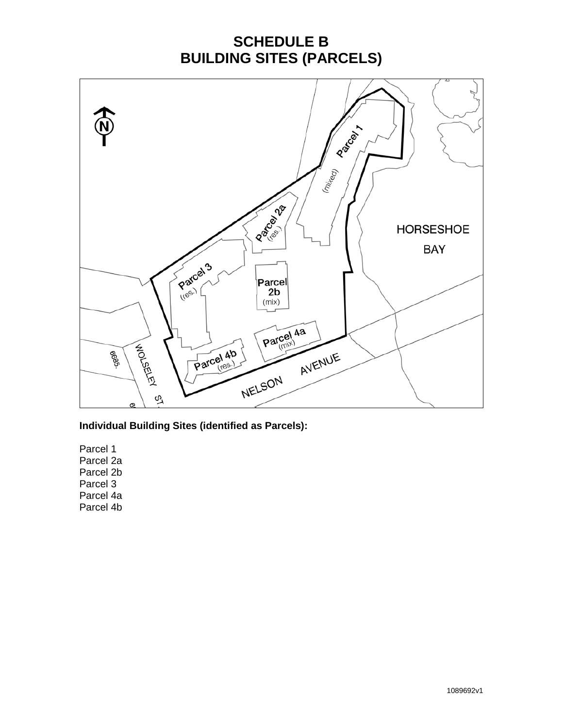# SCHEDULE B
# BUILDING SITES (PARCELS)

N

Parcel 1
(mixed)

Parcel 2a
(res.)

Parcel 3
(res.)

Parcel 2b
(mix)

Parcel 4a
(mix)

Parcel 4b
(res.)

HORSESHOE BAY

6685

WOLSELEY ST.

NELSON AVENUE

**Individual Building Sites (identified as Parcels):**

Parcel 1
Parcel 2a
Parcel 2b
Parcel 3
Parcel 4a
Parcel 4b

1089692v1